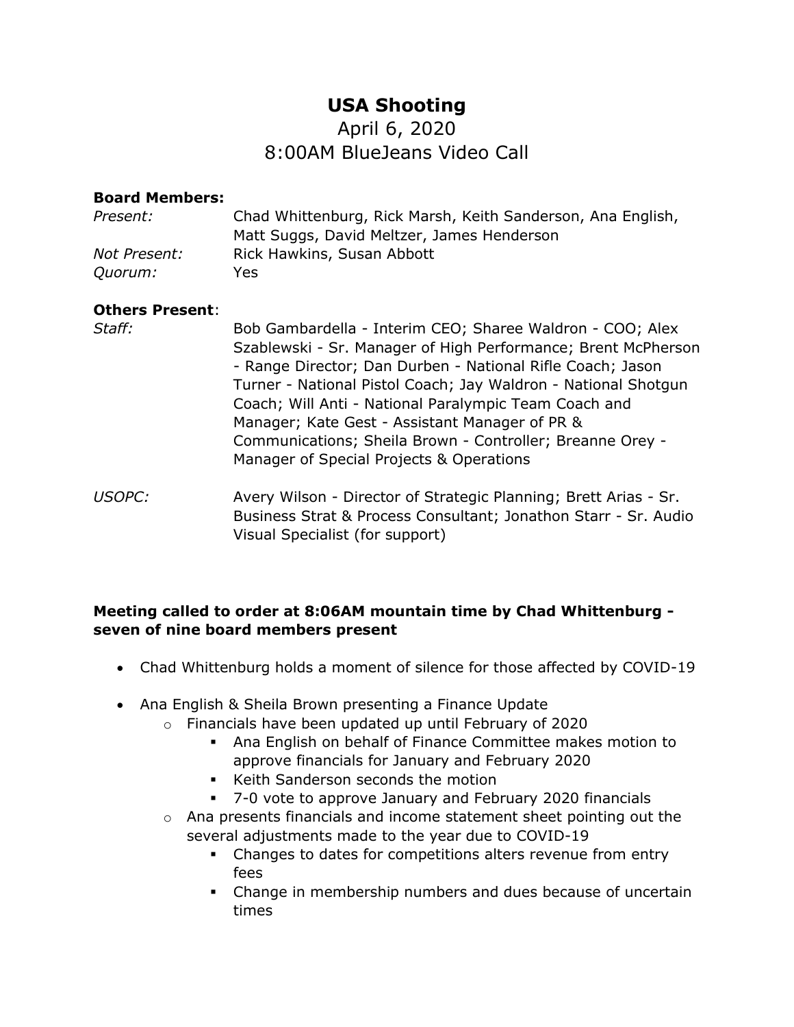# USA Shooting

April 6, 2020

8:00AM BlueJeans Video Call

**Board Members:**

*Present:* Chad Whittenburg, Rick Marsh, Keith Sanderson, Ana English, Matt Suggs, David Meltzer, James Henderson

*Not Present:* Rick Hawkins, Susan Abbott

*Quorum:* Yes

**Others Present**:

*Staff:* Bob Gambardella - Interim CEO; Sharee Waldron - COO; Alex Szablewski - Sr. Manager of High Performance; Brent McPherson - Range Director; Dan Durben - National Rifle Coach; Jason Turner - National Pistol Coach; Jay Waldron - National Shotgun Coach; Will Anti - National Paralympic Team Coach and Manager; Kate Gest - Assistant Manager of PR & Communications; Sheila Brown - Controller; Breanne Orey - Manager of Special Projects & Operations

*USOPC:* Avery Wilson - Director of Strategic Planning; Brett Arias - Sr. Business Strat & Process Consultant; Jonathon Starr - Sr. Audio Visual Specialist (for support)

**Meeting called to order at 8:06AM mountain time by Chad Whittenburg - seven of nine board members present**

- Chad Whittenburg holds a moment of silence for those affected by COVID-19
- Ana English & Sheila Brown presenting a Finance Update
  - Financials have been updated up until February of 2020
    - Ana English on behalf of Finance Committee makes motion to approve financials for January and February 2020
    - Keith Sanderson seconds the motion
    - 7-0 vote to approve January and February 2020 financials
  - Ana presents financials and income statement sheet pointing out the several adjustments made to the year due to COVID-19
    - Changes to dates for competitions alters revenue from entry fees
    - Change in membership numbers and dues because of uncertain times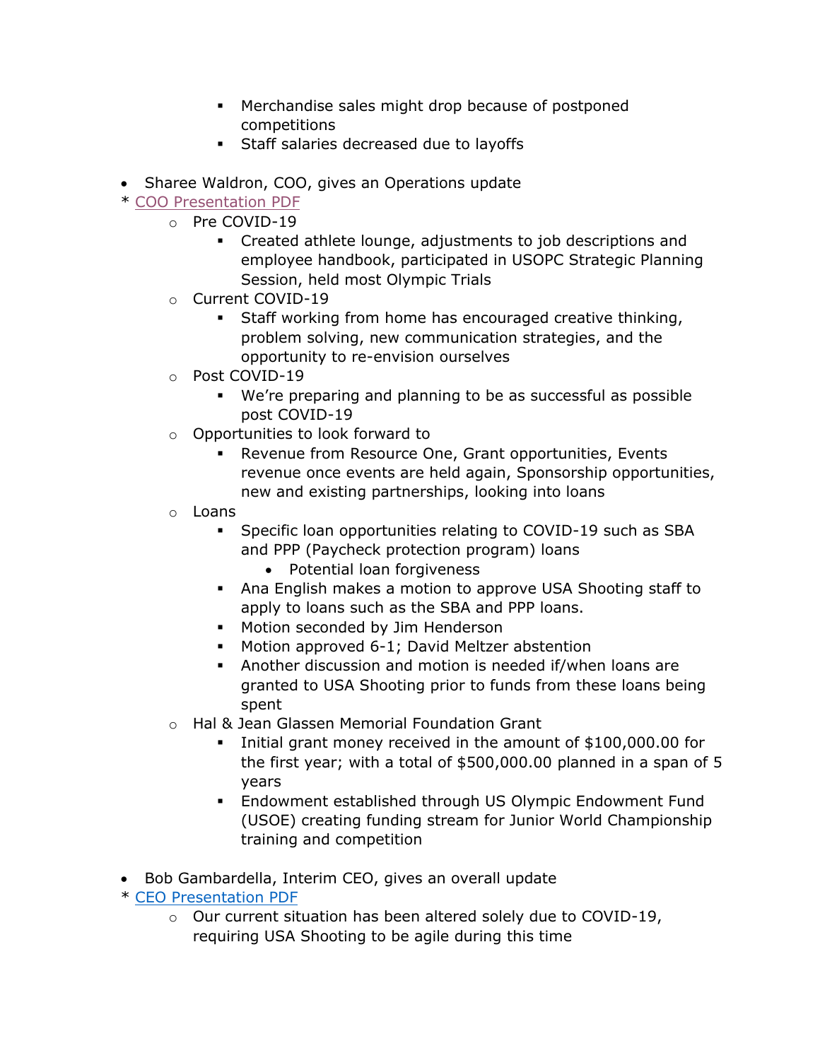- Merchandise sales might drop because of postponed competitions
        - Staff salaries decreased due to layoffs

- Sharee Waldron, COO, gives an Operations update

* [COO Presentation PDF]
    - Pre COVID-19
        - Created athlete lounge, adjustments to job descriptions and employee handbook, participated in USOPC Strategic Planning Session, held most Olympic Trials
    - Current COVID-19
        - Staff working from home has encouraged creative thinking, problem solving, new communication strategies, and the opportunity to re-envision ourselves
    - Post COVID-19
        - We're preparing and planning to be as successful as possible post COVID-19
    - Opportunities to look forward to
        - Revenue from Resource One, Grant opportunities, Events revenue once events are held again, Sponsorship opportunities, new and existing partnerships, looking into loans
    - Loans
        - Specific loan opportunities relating to COVID-19 such as SBA and PPP (Paycheck protection program) loans
            - Potential loan forgiveness
        - Ana English makes a motion to approve USA Shooting staff to apply to loans such as the SBA and PPP loans.
        - Motion seconded by Jim Henderson
        - Motion approved 6-1; David Meltzer abstention
        - Another discussion and motion is needed if/when loans are granted to USA Shooting prior to funds from these loans being spent
    - Hal & Jean Glassen Memorial Foundation Grant
        - Initial grant money received in the amount of $100,000.00 for the first year; with a total of $500,000.00 planned in a span of 5 years
        - Endowment established through US Olympic Endowment Fund (USOE) creating funding stream for Junior World Championship training and competition

- Bob Gambardella, Interim CEO, gives an overall update

* [CEO Presentation PDF]
    - Our current situation has been altered solely due to COVID-19, requiring USA Shooting to be agile during this time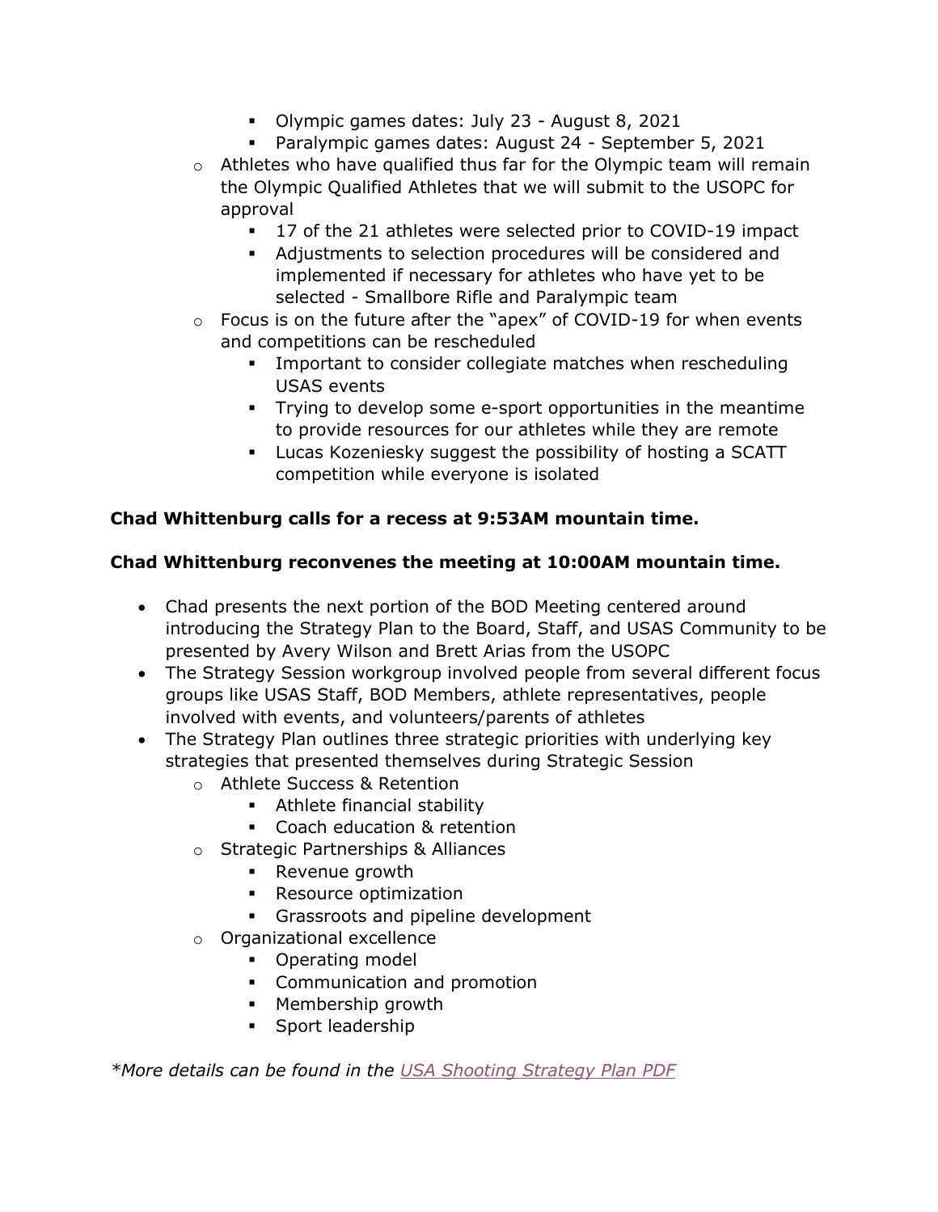- Olympic games dates: July 23 - August 8, 2021
        - Paralympic games dates: August 24 - September 5, 2021
    - Athletes who have qualified thus far for the Olympic team will remain the Olympic Qualified Athletes that we will submit to the USOPC for approval
        - 17 of the 21 athletes were selected prior to COVID-19 impact
        - Adjustments to selection procedures will be considered and implemented if necessary for athletes who have yet to be selected - Smallbore Rifle and Paralympic team
    - Focus is on the future after the "apex" of COVID-19 for when events and competitions can be rescheduled
        - Important to consider collegiate matches when rescheduling USAS events
        - Trying to develop some e-sport opportunities in the meantime to provide resources for our athletes while they are remote
        - Lucas Kozeniesky suggest the possibility of hosting a SCATT competition while everyone is isolated

**Chad Whittenburg calls for a recess at 9:53AM mountain time.**

**Chad Whittenburg reconvenes the meeting at 10:00AM mountain time.**

- Chad presents the next portion of the BOD Meeting centered around introducing the Strategy Plan to the Board, Staff, and USAS Community to be presented by Avery Wilson and Brett Arias from the USOPC
- The Strategy Session workgroup involved people from several different focus groups like USAS Staff, BOD Members, athlete representatives, people involved with events, and volunteers/parents of athletes
- The Strategy Plan outlines three strategic priorities with underlying key strategies that presented themselves during Strategic Session
    - Athlete Success & Retention
        - Athlete financial stability
        - Coach education & retention
    - Strategic Partnerships & Alliances
        - Revenue growth
        - Resource optimization
        - Grassroots and pipeline development
    - Organizational excellence
        - Operating model
        - Communication and promotion
        - Membership growth
        - Sport leadership

*\*More details can be found in the USA Shooting Strategy Plan PDF*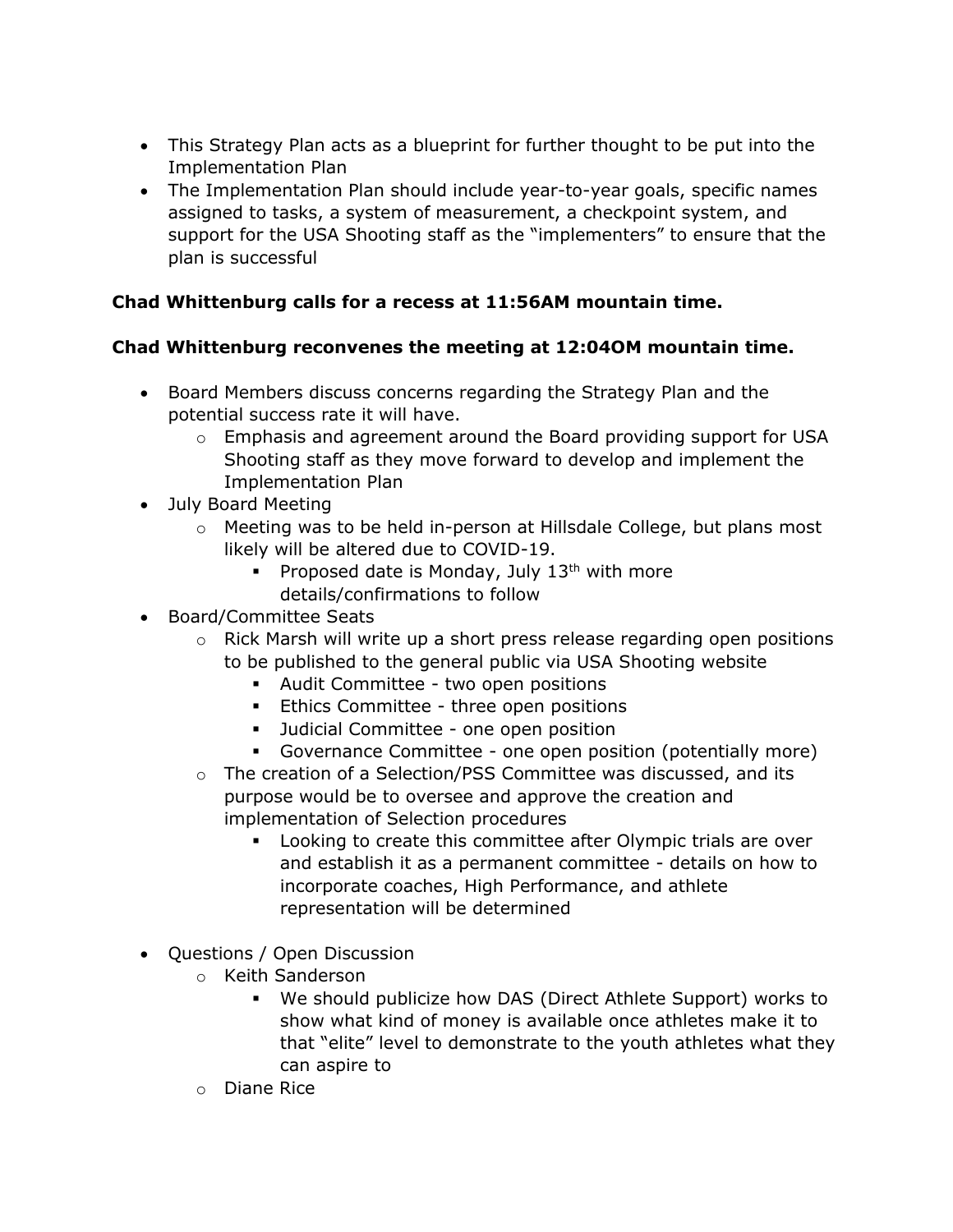- This Strategy Plan acts as a blueprint for further thought to be put into the Implementation Plan
- The Implementation Plan should include year-to-year goals, specific names assigned to tasks, a system of measurement, a checkpoint system, and support for the USA Shooting staff as the "implementers" to ensure that the plan is successful

**Chad Whittenburg calls for a recess at 11:56AM mountain time.**

**Chad Whittenburg reconvenes the meeting at 12:04OM mountain time.**

- Board Members discuss concerns regarding the Strategy Plan and the potential success rate it will have.
  - Emphasis and agreement around the Board providing support for USA Shooting staff as they move forward to develop and implement the Implementation Plan
- July Board Meeting
  - Meeting was to be held in-person at Hillsdale College, but plans most likely will be altered due to COVID-19.
    - Proposed date is Monday, July 13th with more details/confirmations to follow
- Board/Committee Seats
  - Rick Marsh will write up a short press release regarding open positions to be published to the general public via USA Shooting website
    - Audit Committee - two open positions
    - Ethics Committee - three open positions
    - Judicial Committee - one open position
    - Governance Committee - one open position (potentially more)
  - The creation of a Selection/PSS Committee was discussed, and its purpose would be to oversee and approve the creation and implementation of Selection procedures
    - Looking to create this committee after Olympic trials are over and establish it as a permanent committee - details on how to incorporate coaches, High Performance, and athlete representation will be determined

- Questions / Open Discussion
  - Keith Sanderson
    - We should publicize how DAS (Direct Athlete Support) works to show what kind of money is available once athletes make it to that "elite" level to demonstrate to the youth athletes what they can aspire to
  - Diane Rice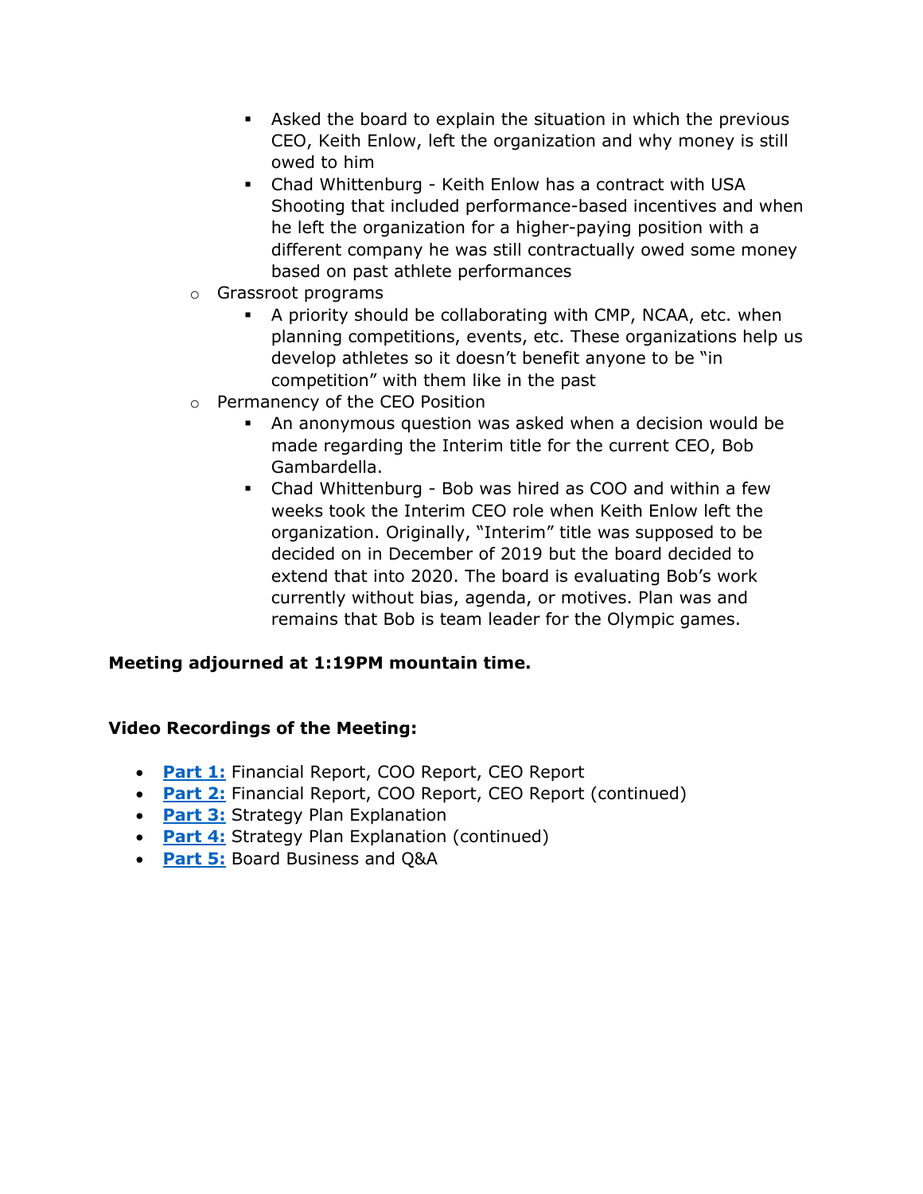- Asked the board to explain the situation in which the previous CEO, Keith Enlow, left the organization and why money is still owed to him
    - Chad Whittenburg - Keith Enlow has a contract with USA Shooting that included performance-based incentives and when he left the organization for a higher-paying position with a different company he was still contractually owed some money based on past athlete performances
  - Grassroot programs
    - A priority should be collaborating with CMP, NCAA, etc. when planning competitions, events, etc. These organizations help us develop athletes so it doesn't benefit anyone to be "in competition" with them like in the past
  - Permanency of the CEO Position
    - An anonymous question was asked when a decision would be made regarding the Interim title for the current CEO, Bob Gambardella.
    - Chad Whittenburg - Bob was hired as COO and within a few weeks took the Interim CEO role when Keith Enlow left the organization. Originally, "Interim" title was supposed to be decided on in December of 2019 but the board decided to extend that into 2020. The board is evaluating Bob's work currently without bias, agenda, or motives. Plan was and remains that Bob is team leader for the Olympic games.

**Meeting adjourned at 1:19PM mountain time.**

**Video Recordings of the Meeting:**

- **Part 1:** Financial Report, COO Report, CEO Report
- **Part 2:** Financial Report, COO Report, CEO Report (continued)
- **Part 3:** Strategy Plan Explanation
- **Part 4:** Strategy Plan Explanation (continued)
- **Part 5:** Board Business and Q&A